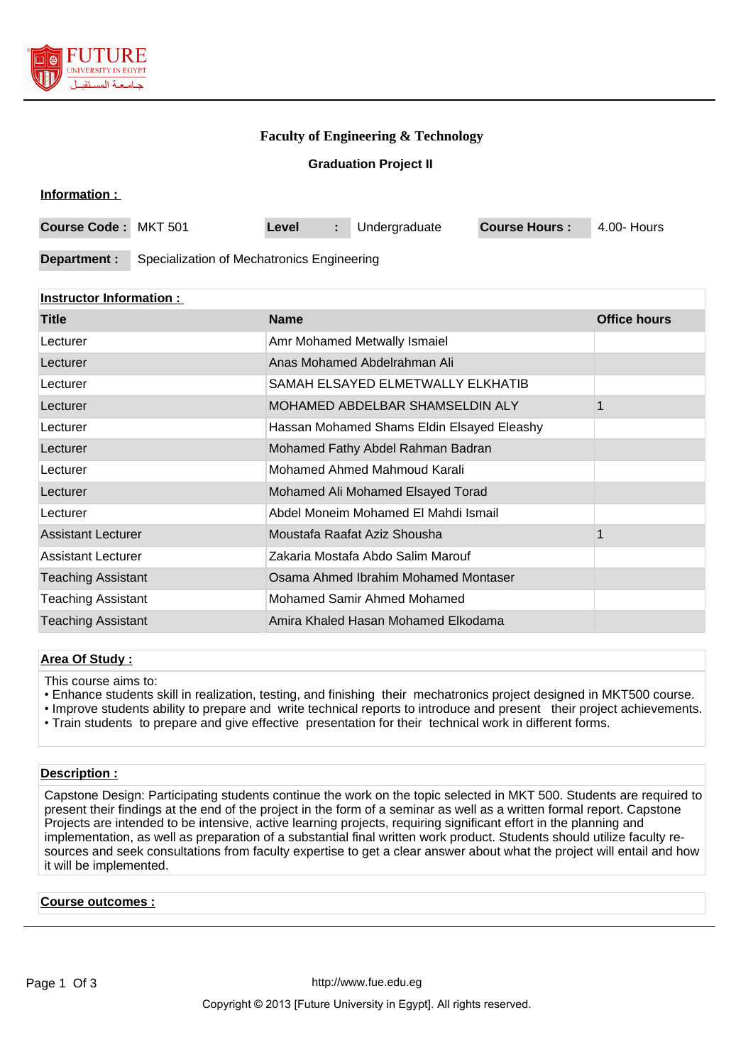# Faculty of Engineering & Technology

## Graduation Project II

**Information :**

| Course Code : | MKT 501 | Level : | Undergraduate | Course Hours : | 4.00- Hours |
|---|---|---|---|---|---|

**Department :** Specialization of Mechatronics Engineering

**Instructor Information :**

| Title | Name | Office hours |
|---|---|---|
| Lecturer | Amr Mohamed Metwally Ismaiel | |
| Lecturer | Anas Mohamed Abdelrahman Ali | |
| Lecturer | SAMAH ELSAYED ELMETWALLY ELKHATIB | |
| Lecturer | MOHAMED ABDELBAR SHAMSELDIN ALY | 1 |
| Lecturer | Hassan Mohamed Shams Eldin Elsayed Eleashy | |
| Lecturer | Mohamed Fathy Abdel Rahman Badran | |
| Lecturer | Mohamed Ahmed Mahmoud Karali | |
| Lecturer | Mohamed Ali Mohamed Elsayed Torad | |
| Lecturer | Abdel Moneim Mohamed El Mahdi Ismail | |
| Assistant Lecturer | Moustafa Raafat Aziz Shousha | 1 |
| Assistant Lecturer | Zakaria Mostafa Abdo Salim Marouf | |
| Teaching Assistant | Osama Ahmed Ibrahim Mohamed Montaser | |
| Teaching Assistant | Mohamed Samir Ahmed Mohamed | |
| Teaching Assistant | Amira Khaled Hasan Mohamed Elkodama | |

**Area Of Study :**

This course aims to:

- Enhance students skill in realization, testing, and finishing their mechatronics project designed in MKT500 course.
- Improve students ability to prepare and write technical reports to introduce and present their project achievements.
- Train students to prepare and give effective presentation for their technical work in different forms.

**Description :**

Capstone Design: Participating students continue the work on the topic selected in MKT 500. Students are required to present their findings at the end of the project in the form of a seminar as well as a written formal report. Capstone Projects are intended to be intensive, active learning projects, requiring significant effort in the planning and implementation, as well as preparation of a substantial final written work product. Students should utilize faculty resources and seek consultations from faculty expertise to get a clear answer about what the project will entail and how it will be implemented.

**Course outcomes :**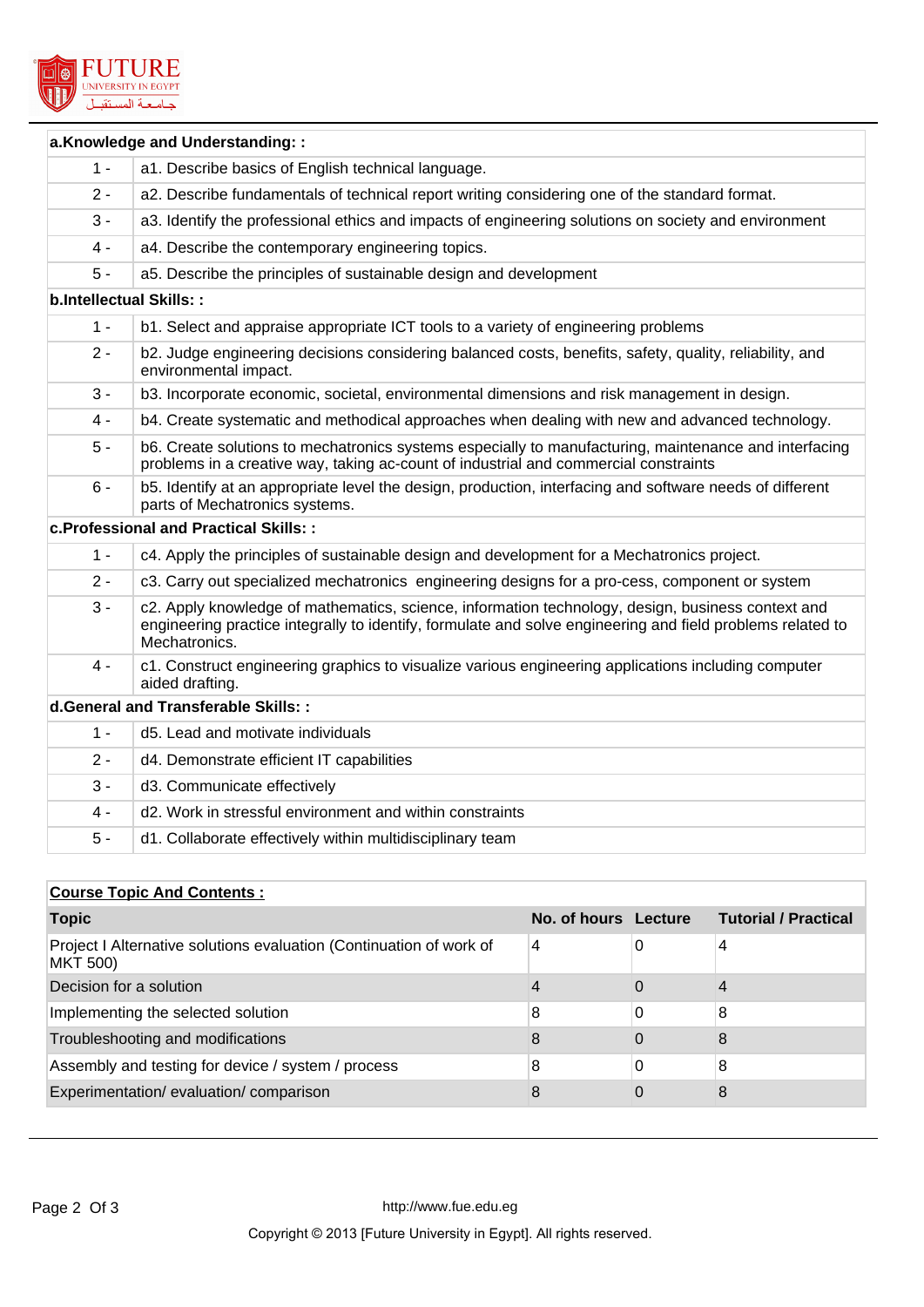| a.Knowledge and Understanding: : | |
|---|---|
| 1 - | a1. Describe basics of English technical language. |
| 2 - | a2. Describe fundamentals of technical report writing considering one of the standard format. |
| 3 - | a3. Identify the professional ethics and impacts of engineering solutions on society and environment |
| 4 - | a4. Describe the contemporary engineering topics. |
| 5 - | a5. Describe the principles of sustainable design and development |
| **b.Intellectual Skills: :** | |
| 1 - | b1. Select and appraise appropriate ICT tools to a variety of engineering problems |
| 2 - | b2. Judge engineering decisions considering balanced costs, benefits, safety, quality, reliability, and environmental impact. |
| 3 - | b3. Incorporate economic, societal, environmental dimensions and risk management in design. |
| 4 - | b4. Create systematic and methodical approaches when dealing with new and advanced technology. |
| 5 - | b6. Create solutions to mechatronics systems especially to manufacturing, maintenance and interfacing problems in a creative way, taking ac-count of industrial and commercial constraints |
| 6 - | b5. Identify at an appropriate level the design, production, interfacing and software needs of different parts of Mechatronics systems. |
| **c.Professional and Practical Skills: :** | |
| 1 - | c4. Apply the principles of sustainable design and development for a Mechatronics project. |
| 2 - | c3. Carry out specialized mechatronics engineering designs for a pro-cess, component or system |
| 3 - | c2. Apply knowledge of mathematics, science, information technology, design, business context and engineering practice integrally to identify, formulate and solve engineering and field problems related to Mechatronics. |
| 4 - | c1. Construct engineering graphics to visualize various engineering applications including computer aided drafting. |
| **d.General and Transferable Skills: :** | |
| 1 - | d5. Lead and motivate individuals |
| 2 - | d4. Demonstrate efficient IT capabilities |
| 3 - | d3. Communicate effectively |
| 4 - | d2. Work in stressful environment and within constraints |
| 5 - | d1. Collaborate effectively within multidisciplinary team |

**Course Topic And Contents :**

| Topic | No. of hours | Lecture | Tutorial / Practical |
|---|---|---|---|
| Project I Alternative solutions evaluation (Continuation of work of MKT 500) | 4 | 0 | 4 |
| Decision for a solution | 4 | 0 | 4 |
| Implementing the selected solution | 8 | 0 | 8 |
| Troubleshooting and modifications | 8 | 0 | 8 |
| Assembly and testing for device / system / process | 8 | 0 | 8 |
| Experimentation/ evaluation/ comparison | 8 | 0 | 8 |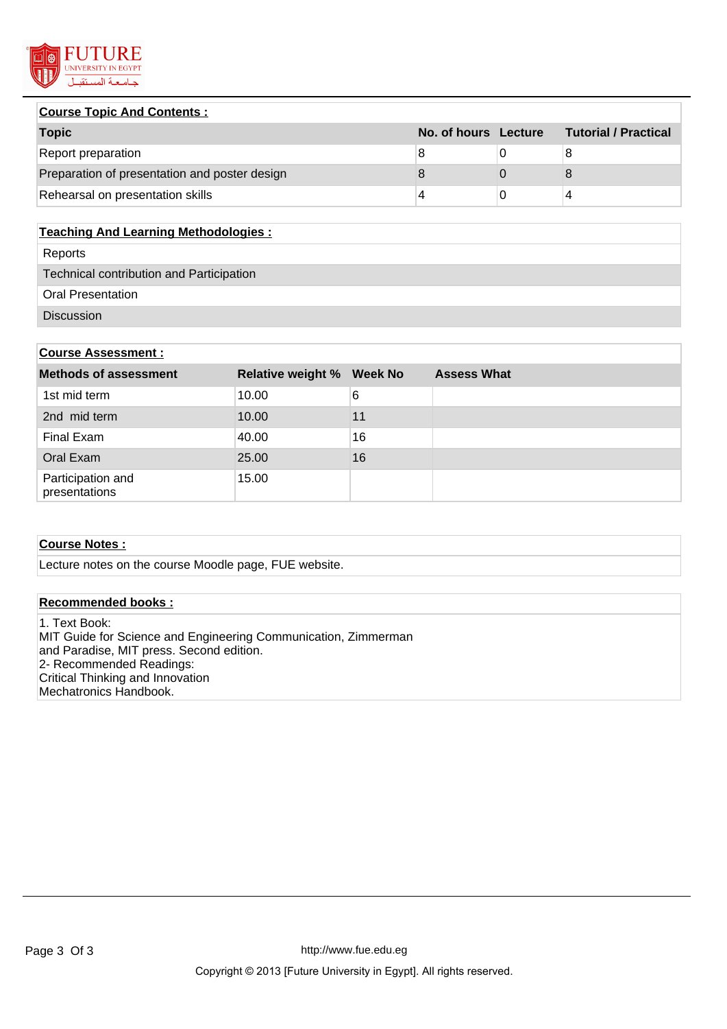**Course Topic And Contents :**

| Topic | No. of hours | Lecture | Tutorial / Practical |
|---|---|---|---|
| Report preparation | 8 | 0 | 8 |
| Preparation of presentation and poster design | 8 | 0 | 8 |
| Rehearsal on presentation skills | 4 | 0 | 4 |

**Teaching And Learning Methodologies :**

- Reports
- Technical contribution and Participation
- Oral Presentation
- Discussion

**Course Assessment :**

| Methods of assessment | Relative weight % | Week No | Assess What |
|---|---|---|---|
| 1st mid term | 10.00 | 6 | |
| 2nd mid term | 10.00 | 11 | |
| Final Exam | 40.00 | 16 | |
| Oral Exam | 25.00 | 16 | |
| Participation and presentations | 15.00 | | |

**Course Notes :**

Lecture notes on the course Moodle page, FUE website.

**Recommended books :**

1. Text Book:
MIT Guide for Science and Engineering Communication, Zimmerman and Paradise, MIT press. Second edition.
2- Recommended Readings:
Critical Thinking and Innovation
Mechatronics Handbook.